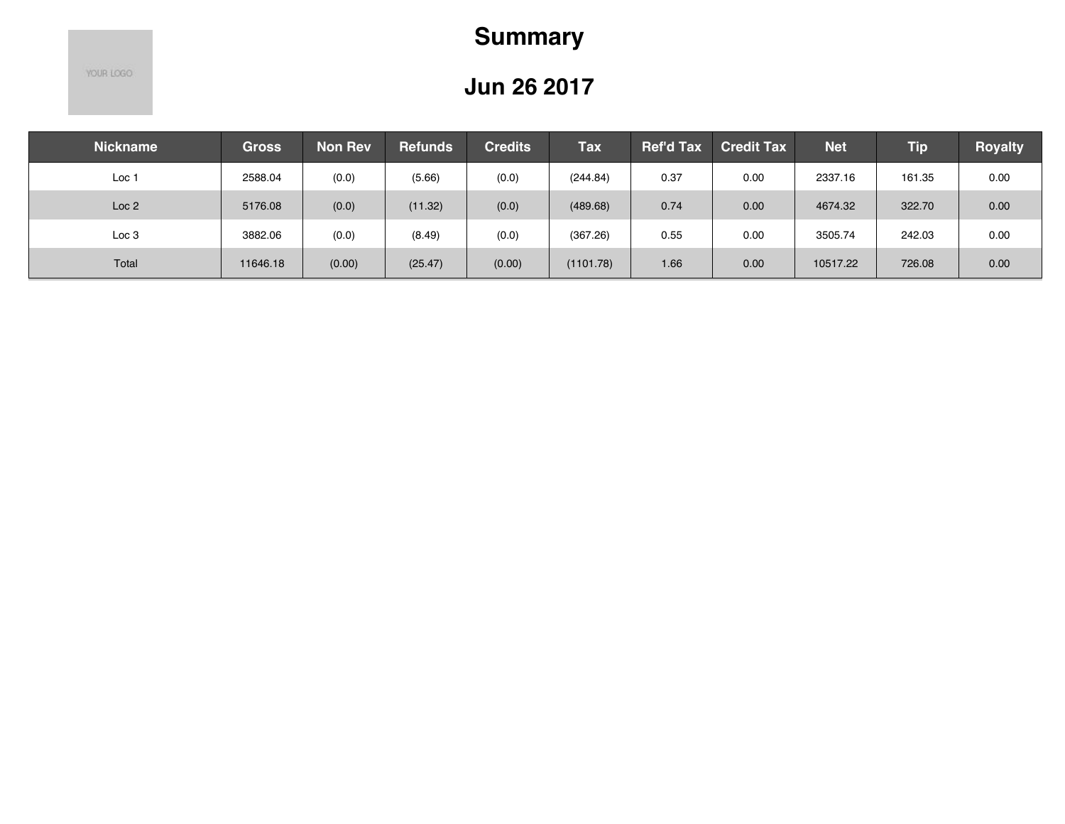# Summary

## Jun 26 2017

| Nickname | Gross | Non Rev | Refunds | Credits | Tax | Ref'd Tax | Credit Tax | Net | Tip | Royalty |
|---|---|---|---|---|---|---|---|---|---|---|
| Loc 1 | 2588.04 | (0.0) | (5.66) | (0.0) | (244.84) | 0.37 | 0.00 | 2337.16 | 161.35 | 0.00 |
| Loc 2 | 5176.08 | (0.0) | (11.32) | (0.0) | (489.68) | 0.74 | 0.00 | 4674.32 | 322.70 | 0.00 |
| Loc 3 | 3882.06 | (0.0) | (8.49) | (0.0) | (367.26) | 0.55 | 0.00 | 3505.74 | 242.03 | 0.00 |
| Total | 11646.18 | (0.00) | (25.47) | (0.00) | (1101.78) | 1.66 | 0.00 | 10517.22 | 726.08 | 0.00 |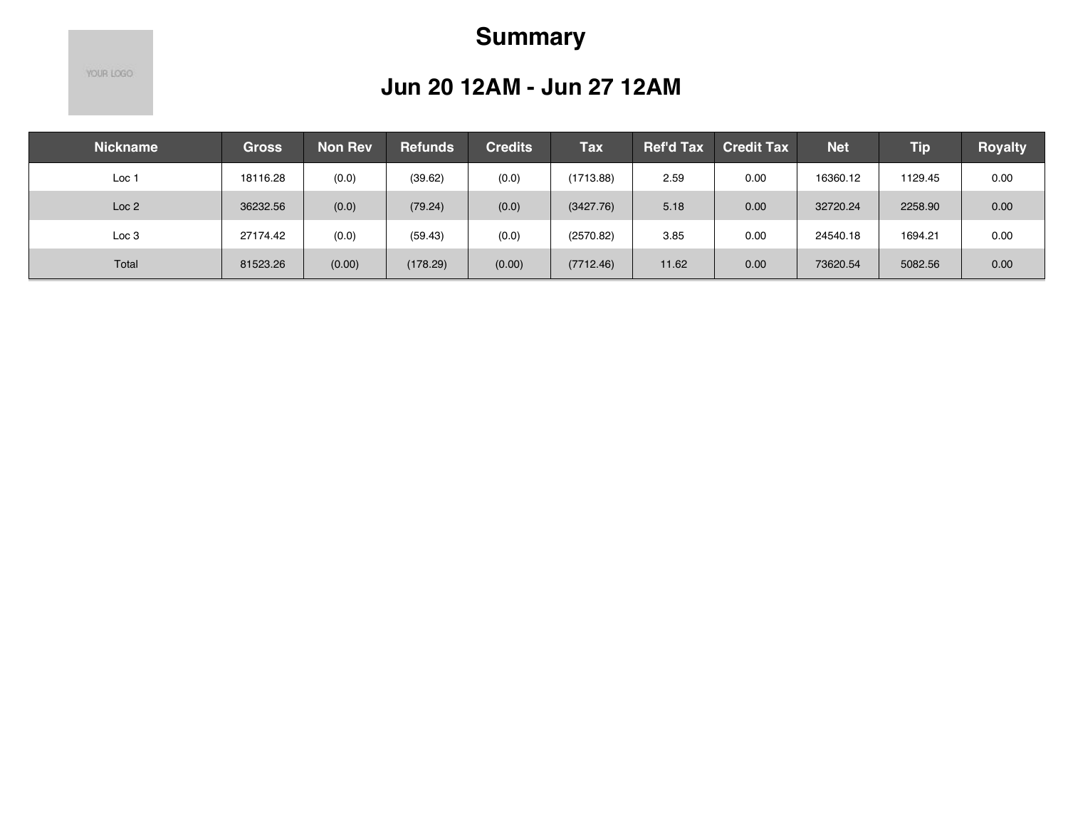# Summary

## Jun 20 12AM - Jun 27 12AM

| Nickname | Gross | Non Rev | Refunds | Credits | Tax | Ref'd Tax | Credit Tax | Net | Tip | Royalty |
|---|---|---|---|---|---|---|---|---|---|---|
| Loc 1 | 18116.28 | (0.0) | (39.62) | (0.0) | (1713.88) | 2.59 | 0.00 | 16360.12 | 1129.45 | 0.00 |
| Loc 2 | 36232.56 | (0.0) | (79.24) | (0.0) | (3427.76) | 5.18 | 0.00 | 32720.24 | 2258.90 | 0.00 |
| Loc 3 | 27174.42 | (0.0) | (59.43) | (0.0) | (2570.82) | 3.85 | 0.00 | 24540.18 | 1694.21 | 0.00 |
| Total | 81523.26 | (0.00) | (178.29) | (0.00) | (7712.46) | 11.62 | 0.00 | 73620.54 | 5082.56 | 0.00 |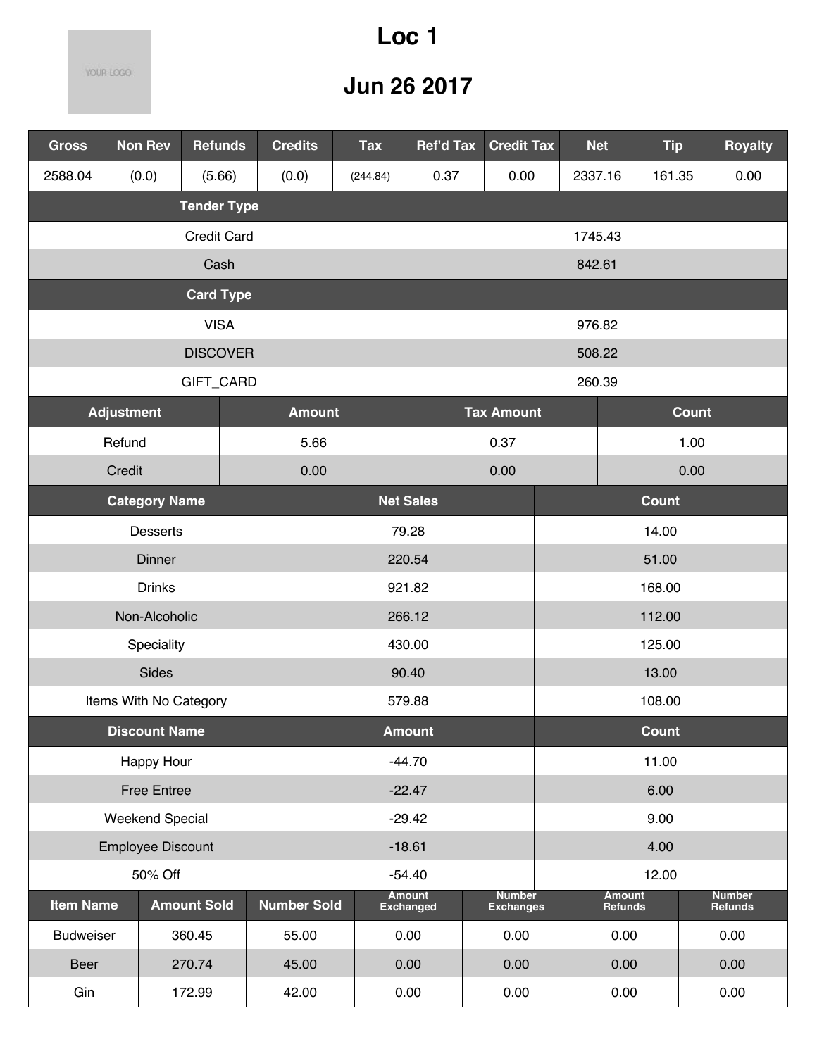# Loc 1

# Jun 26 2017

| Gross | Non Rev | Refunds | Credits | Tax | Ref'd Tax | Credit Tax | Net | Tip | Royalty |
|---|---|---|---|---|---|---|---|---|---|
| 2588.04 | (0.0) | (5.66) | (0.0) | (244.84) | 0.37 | 0.00 | 2337.16 | 161.35 | 0.00 |

| Tender Type | |
|---|---|
| Credit Card | 1745.43 |
| Cash | 842.61 |

| Card Type | |
|---|---|
| VISA | 976.82 |
| DISCOVER | 508.22 |
| GIFT_CARD | 260.39 |

| Adjustment | Amount | Tax Amount | Count |
|---|---|---|---|
| Refund | 5.66 | 0.37 | 1.00 |
| Credit | 0.00 | 0.00 | 0.00 |

| Category Name | Net Sales | Count |
|---|---|---|
| Desserts | 79.28 | 14.00 |
| Dinner | 220.54 | 51.00 |
| Drinks | 921.82 | 168.00 |
| Non-Alcoholic | 266.12 | 112.00 |
| Speciality | 430.00 | 125.00 |
| Sides | 90.40 | 13.00 |
| Items With No Category | 579.88 | 108.00 |

| Discount Name | Amount | Count |
|---|---|---|
| Happy Hour | -44.70 | 11.00 |
| Free Entree | -22.47 | 6.00 |
| Weekend Special | -29.42 | 9.00 |
| Employee Discount | -18.61 | 4.00 |
| 50% Off | -54.40 | 12.00 |

| Item Name | Amount Sold | Number Sold | Amount Exchanged | Number Exchanges | Amount Refunds | Number Refunds |
|---|---|---|---|---|---|---|
| Budweiser | 360.45 | 55.00 | 0.00 | 0.00 | 0.00 | 0.00 |
| Beer | 270.74 | 45.00 | 0.00 | 0.00 | 0.00 | 0.00 |
| Gin | 172.99 | 42.00 | 0.00 | 0.00 | 0.00 | 0.00 |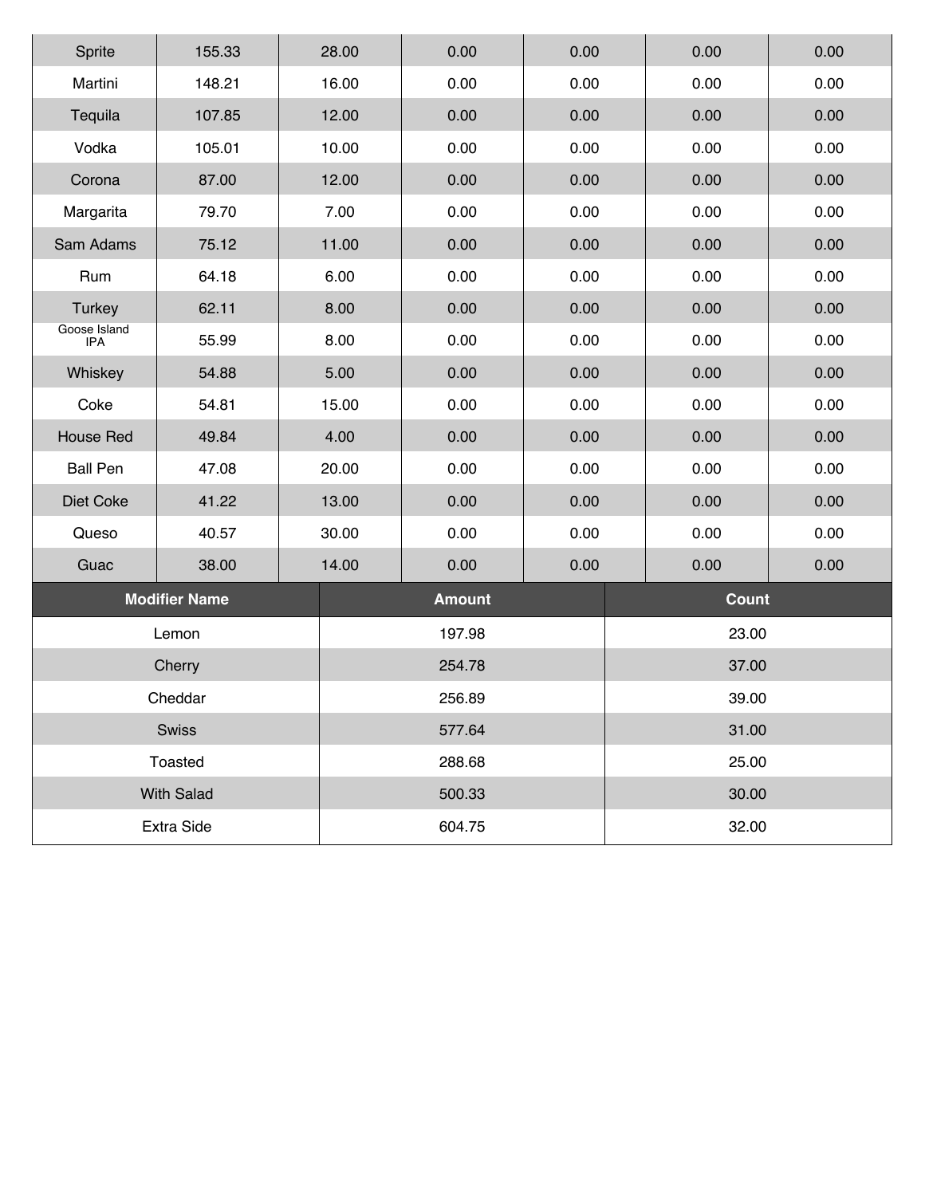| | | | | | | |
|---|---|---|---|---|---|---|
| Sprite | 155.33 | 28.00 | 0.00 | 0.00 | 0.00 | 0.00 |
| Martini | 148.21 | 16.00 | 0.00 | 0.00 | 0.00 | 0.00 |
| Tequila | 107.85 | 12.00 | 0.00 | 0.00 | 0.00 | 0.00 |
| Vodka | 105.01 | 10.00 | 0.00 | 0.00 | 0.00 | 0.00 |
| Corona | 87.00 | 12.00 | 0.00 | 0.00 | 0.00 | 0.00 |
| Margarita | 79.70 | 7.00 | 0.00 | 0.00 | 0.00 | 0.00 |
| Sam Adams | 75.12 | 11.00 | 0.00 | 0.00 | 0.00 | 0.00 |
| Rum | 64.18 | 6.00 | 0.00 | 0.00 | 0.00 | 0.00 |
| Turkey | 62.11 | 8.00 | 0.00 | 0.00 | 0.00 | 0.00 |
| Goose Island IPA | 55.99 | 8.00 | 0.00 | 0.00 | 0.00 | 0.00 |
| Whiskey | 54.88 | 5.00 | 0.00 | 0.00 | 0.00 | 0.00 |
| Coke | 54.81 | 15.00 | 0.00 | 0.00 | 0.00 | 0.00 |
| House Red | 49.84 | 4.00 | 0.00 | 0.00 | 0.00 | 0.00 |
| Ball Pen | 47.08 | 20.00 | 0.00 | 0.00 | 0.00 | 0.00 |
| Diet Coke | 41.22 | 13.00 | 0.00 | 0.00 | 0.00 | 0.00 |
| Queso | 40.57 | 30.00 | 0.00 | 0.00 | 0.00 | 0.00 |
| Guac | 38.00 | 14.00 | 0.00 | 0.00 | 0.00 | 0.00 |

| Modifier Name | Amount | Count |
|---|---|---|
| Lemon | 197.98 | 23.00 |
| Cherry | 254.78 | 37.00 |
| Cheddar | 256.89 | 39.00 |
| Swiss | 577.64 | 31.00 |
| Toasted | 288.68 | 25.00 |
| With Salad | 500.33 | 30.00 |
| Extra Side | 604.75 | 32.00 |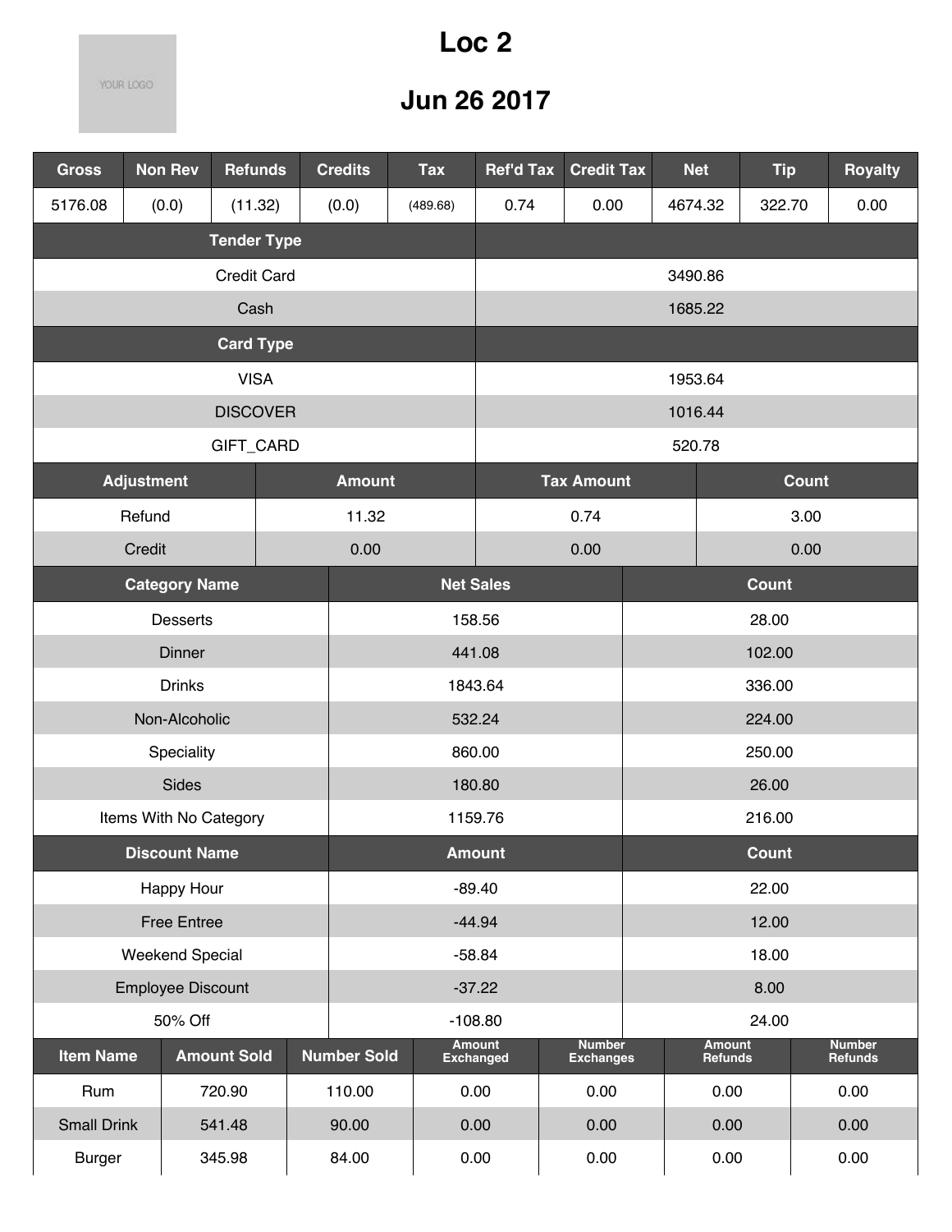# Loc 2

# Jun 26 2017

| Gross | Non Rev | Refunds | Credits | Tax | Ref'd Tax | Credit Tax | Net | Tip | Royalty |
|---|---|---|---|---|---|---|---|---|---|
| 5176.08 | (0.0) | (11.32) | (0.0) | (489.68) | 0.74 | 0.00 | 4674.32 | 322.70 | 0.00 |

| Tender Type | |
|---|---|
| Credit Card | 3490.86 |
| Cash | 1685.22 |

| Card Type | |
|---|---|
| VISA | 1953.64 |
| DISCOVER | 1016.44 |
| GIFT_CARD | 520.78 |

| Adjustment | Amount | Tax Amount | Count |
|---|---|---|---|
| Refund | 11.32 | 0.74 | 3.00 |
| Credit | 0.00 | 0.00 | 0.00 |

| Category Name | Net Sales | Count |
|---|---|---|
| Desserts | 158.56 | 28.00 |
| Dinner | 441.08 | 102.00 |
| Drinks | 1843.64 | 336.00 |
| Non-Alcoholic | 532.24 | 224.00 |
| Speciality | 860.00 | 250.00 |
| Sides | 180.80 | 26.00 |
| Items With No Category | 1159.76 | 216.00 |

| Discount Name | Amount | Count |
|---|---|---|
| Happy Hour | -89.40 | 22.00 |
| Free Entree | -44.94 | 12.00 |
| Weekend Special | -58.84 | 18.00 |
| Employee Discount | -37.22 | 8.00 |
| 50% Off | -108.80 | 24.00 |

| Item Name | Amount Sold | Number Sold | Amount Exchanged | Number Exchanges | Amount Refunds | Number Refunds |
|---|---|---|---|---|---|---|
| Rum | 720.90 | 110.00 | 0.00 | 0.00 | 0.00 | 0.00 |
| Small Drink | 541.48 | 90.00 | 0.00 | 0.00 | 0.00 | 0.00 |
| Burger | 345.98 | 84.00 | 0.00 | 0.00 | 0.00 | 0.00 |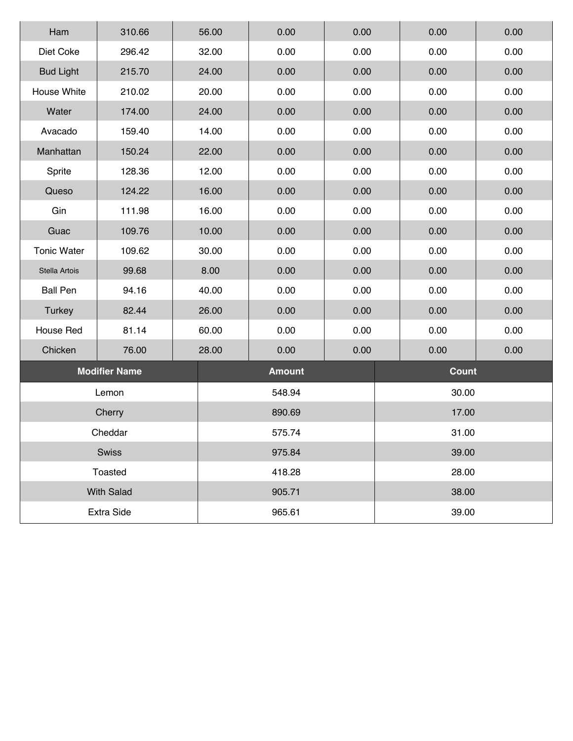| | | | | | | |
|---|---|---|---|---|---|---|
| Ham | 310.66 | 56.00 | 0.00 | 0.00 | 0.00 | 0.00 |
| Diet Coke | 296.42 | 32.00 | 0.00 | 0.00 | 0.00 | 0.00 |
| Bud Light | 215.70 | 24.00 | 0.00 | 0.00 | 0.00 | 0.00 |
| House White | 210.02 | 20.00 | 0.00 | 0.00 | 0.00 | 0.00 |
| Water | 174.00 | 24.00 | 0.00 | 0.00 | 0.00 | 0.00 |
| Avacado | 159.40 | 14.00 | 0.00 | 0.00 | 0.00 | 0.00 |
| Manhattan | 150.24 | 22.00 | 0.00 | 0.00 | 0.00 | 0.00 |
| Sprite | 128.36 | 12.00 | 0.00 | 0.00 | 0.00 | 0.00 |
| Queso | 124.22 | 16.00 | 0.00 | 0.00 | 0.00 | 0.00 |
| Gin | 111.98 | 16.00 | 0.00 | 0.00 | 0.00 | 0.00 |
| Guac | 109.76 | 10.00 | 0.00 | 0.00 | 0.00 | 0.00 |
| Tonic Water | 109.62 | 30.00 | 0.00 | 0.00 | 0.00 | 0.00 |
| Stella Artois | 99.68 | 8.00 | 0.00 | 0.00 | 0.00 | 0.00 |
| Ball Pen | 94.16 | 40.00 | 0.00 | 0.00 | 0.00 | 0.00 |
| Turkey | 82.44 | 26.00 | 0.00 | 0.00 | 0.00 | 0.00 |
| House Red | 81.14 | 60.00 | 0.00 | 0.00 | 0.00 | 0.00 |
| Chicken | 76.00 | 28.00 | 0.00 | 0.00 | 0.00 | 0.00 |

| Modifier Name | Amount | Count |
|---|---|---|
| Lemon | 548.94 | 30.00 |
| Cherry | 890.69 | 17.00 |
| Cheddar | 575.74 | 31.00 |
| Swiss | 975.84 | 39.00 |
| Toasted | 418.28 | 28.00 |
| With Salad | 905.71 | 38.00 |
| Extra Side | 965.61 | 39.00 |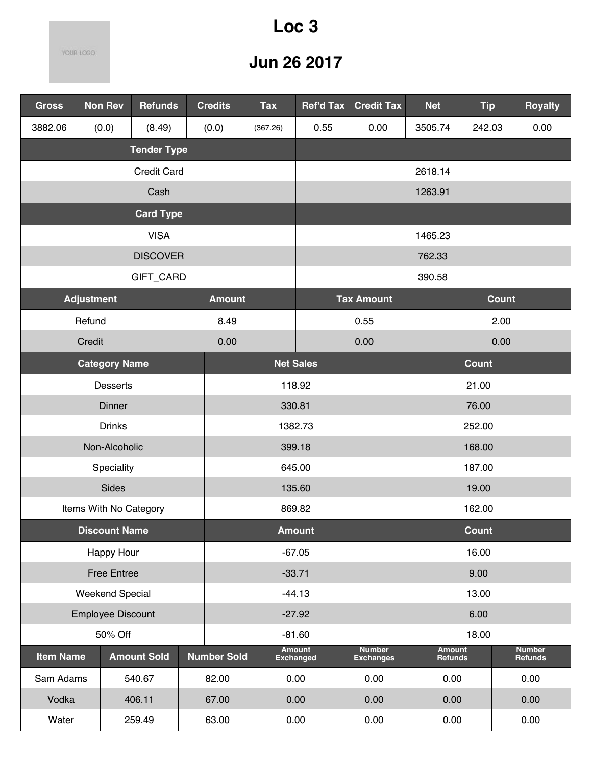# Loc 3

## Jun 26 2017

| Gross | Non Rev | Refunds | Credits | Tax | Ref'd Tax | Credit Tax | Net | Tip | Royalty |
|---|---|---|---|---|---|---|---|---|---|
| 3882.06 | (0.0) | (8.49) | (0.0) | (367.26) | 0.55 | 0.00 | 3505.74 | 242.03 | 0.00 |

| Tender Type | |
|---|---|
| Credit Card | 2618.14 |
| Cash | 1263.91 |

| Card Type | |
|---|---|
| VISA | 1465.23 |
| DISCOVER | 762.33 |
| GIFT_CARD | 390.58 |

| Adjustment | Amount | Tax Amount | Count |
|---|---|---|---|
| Refund | 8.49 | 0.55 | 2.00 |
| Credit | 0.00 | 0.00 | 0.00 |

| Category Name | Net Sales | Count |
|---|---|---|
| Desserts | 118.92 | 21.00 |
| Dinner | 330.81 | 76.00 |
| Drinks | 1382.73 | 252.00 |
| Non-Alcoholic | 399.18 | 168.00 |
| Speciality | 645.00 | 187.00 |
| Sides | 135.60 | 19.00 |
| Items With No Category | 869.82 | 162.00 |

| Discount Name | Amount | Count |
|---|---|---|
| Happy Hour | -67.05 | 16.00 |
| Free Entree | -33.71 | 9.00 |
| Weekend Special | -44.13 | 13.00 |
| Employee Discount | -27.92 | 6.00 |
| 50% Off | -81.60 | 18.00 |

| Item Name | Amount Sold | Number Sold | Amount Exchanged | Number Exchanges | Amount Refunds | Number Refunds |
|---|---|---|---|---|---|---|
| Sam Adams | 540.67 | 82.00 | 0.00 | 0.00 | 0.00 | 0.00 |
| Vodka | 406.11 | 67.00 | 0.00 | 0.00 | 0.00 | 0.00 |
| Water | 259.49 | 63.00 | 0.00 | 0.00 | 0.00 | 0.00 |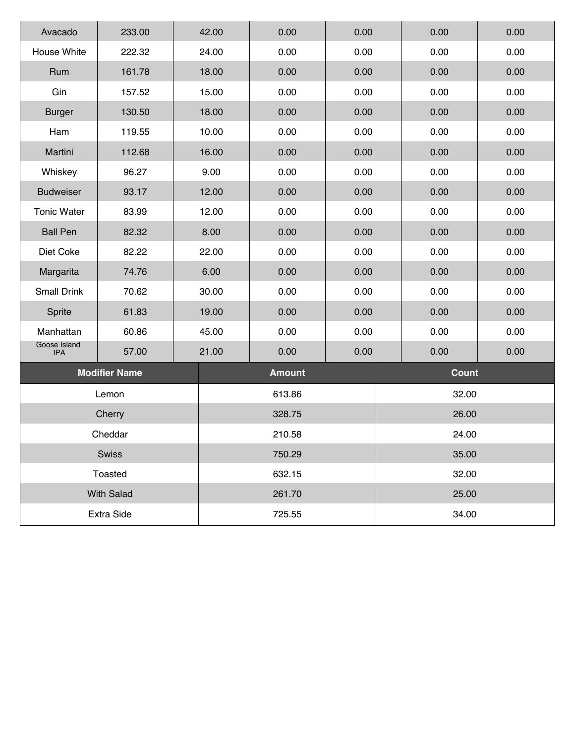| | | | | | | |
|---|---|---|---|---|---|---|
| Avacado | 233.00 | 42.00 | 0.00 | 0.00 | 0.00 | 0.00 |
| House White | 222.32 | 24.00 | 0.00 | 0.00 | 0.00 | 0.00 |
| Rum | 161.78 | 18.00 | 0.00 | 0.00 | 0.00 | 0.00 |
| Gin | 157.52 | 15.00 | 0.00 | 0.00 | 0.00 | 0.00 |
| Burger | 130.50 | 18.00 | 0.00 | 0.00 | 0.00 | 0.00 |
| Ham | 119.55 | 10.00 | 0.00 | 0.00 | 0.00 | 0.00 |
| Martini | 112.68 | 16.00 | 0.00 | 0.00 | 0.00 | 0.00 |
| Whiskey | 96.27 | 9.00 | 0.00 | 0.00 | 0.00 | 0.00 |
| Budweiser | 93.17 | 12.00 | 0.00 | 0.00 | 0.00 | 0.00 |
| Tonic Water | 83.99 | 12.00 | 0.00 | 0.00 | 0.00 | 0.00 |
| Ball Pen | 82.32 | 8.00 | 0.00 | 0.00 | 0.00 | 0.00 |
| Diet Coke | 82.22 | 22.00 | 0.00 | 0.00 | 0.00 | 0.00 |
| Margarita | 74.76 | 6.00 | 0.00 | 0.00 | 0.00 | 0.00 |
| Small Drink | 70.62 | 30.00 | 0.00 | 0.00 | 0.00 | 0.00 |
| Sprite | 61.83 | 19.00 | 0.00 | 0.00 | 0.00 | 0.00 |
| Manhattan | 60.86 | 45.00 | 0.00 | 0.00 | 0.00 | 0.00 |
| Goose Island IPA | 57.00 | 21.00 | 0.00 | 0.00 | 0.00 | 0.00 |

| Modifier Name | Amount | Count |
|---|---|---|
| Lemon | 613.86 | 32.00 |
| Cherry | 328.75 | 26.00 |
| Cheddar | 210.58 | 24.00 |
| Swiss | 750.29 | 35.00 |
| Toasted | 632.15 | 32.00 |
| With Salad | 261.70 | 25.00 |
| Extra Side | 725.55 | 34.00 |